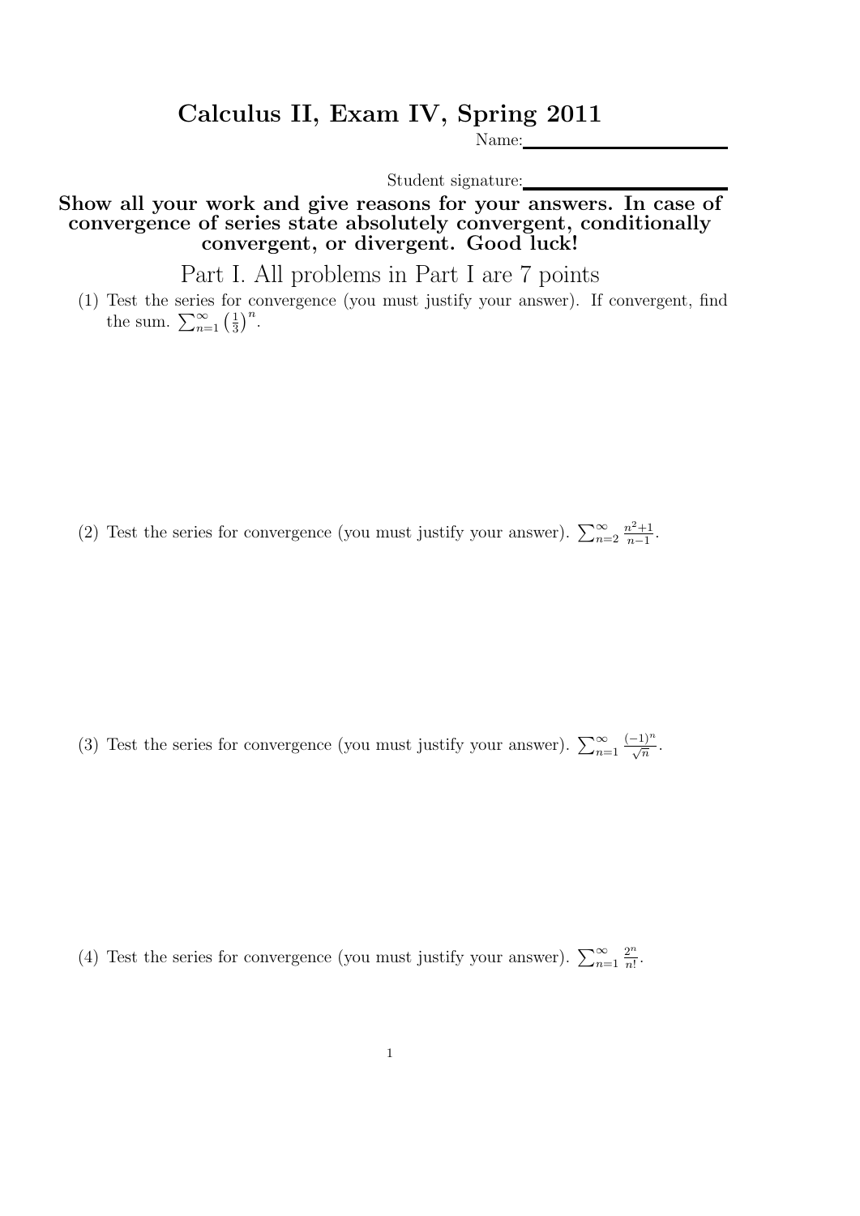# Calculus II, Exam IV, Spring 2011

Name:\_\_\_\_\_\_\_\_\_\_\_\_\_\_\_\_\_\_\_\_

Student signature:\_\_\_\_\_\_\_\_\_\_\_\_\_\_\_\_\_\_\_\_

**Show all your work and give reasons for your answers. In case of convergence of series state absolutely convergent, conditionally convergent, or divergent. Good luck!**

## Part I. All problems in Part I are 7 points

(1) Test the series for convergence (you must justify your answer). If convergent, find the sum. $\sum_{n=1}^{\infty} \left(\frac{1}{3}\right)^n$.

(2) Test the series for convergence (you must justify your answer). $\sum_{n=2}^{\infty} \frac{n^2+1}{n-1}$.

(3) Test the series for convergence (you must justify your answer). $\sum_{n=1}^{\infty} \frac{(-1)^n}{\sqrt{n}}$.

(4) Test the series for convergence (you must justify your answer). $\sum_{n=1}^{\infty} \frac{2^n}{n!}$.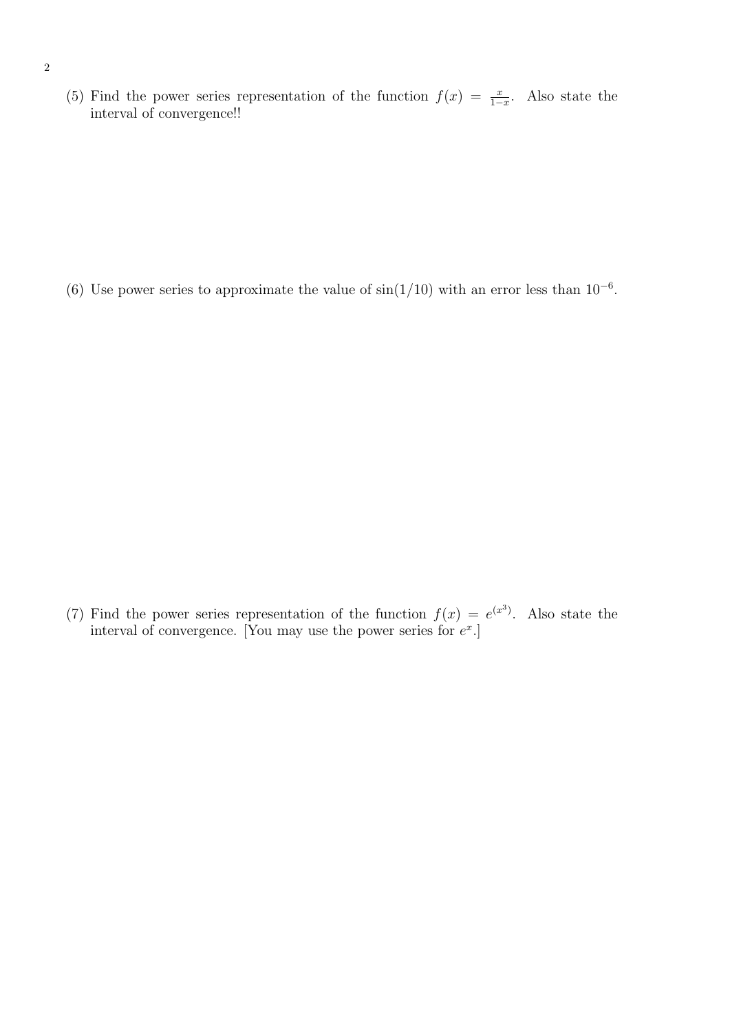(5) Find the power series representation of the function $f(x) = \frac{x}{1-x}$. Also state the interval of convergence!!

(6) Use power series to approximate the value of $\sin(1/10)$ with an error less than $10^{-6}$.

(7) Find the power series representation of the function $f(x) = e^{(x^3)}$. Also state the interval of convergence. [You may use the power series for $e^x$.]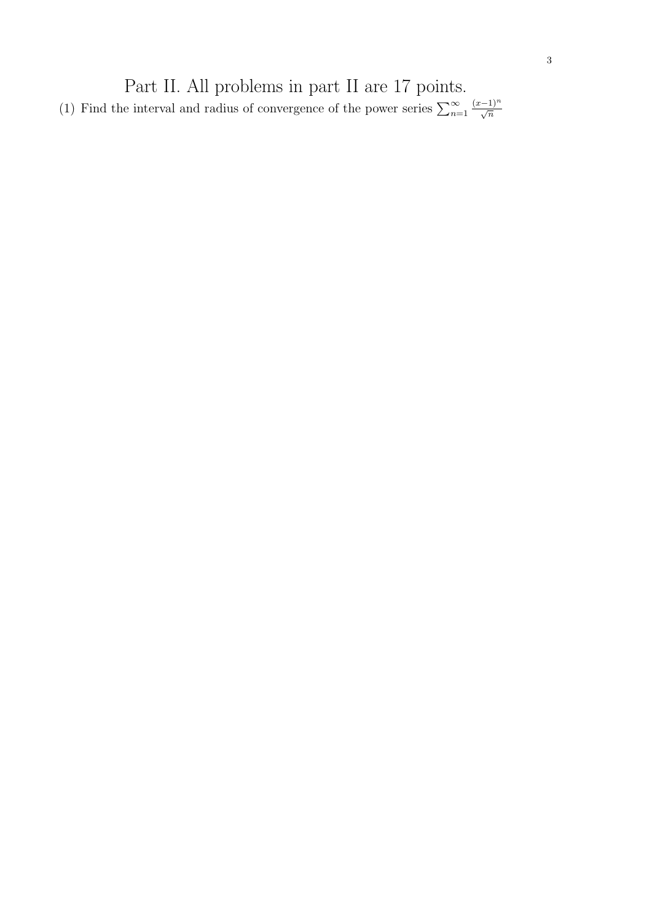# Part II. All problems in part II are 17 points.

(1) Find the interval and radius of convergence of the power series $\sum_{n=1}^{\infty} \frac{(x-1)^n}{\sqrt{n}}$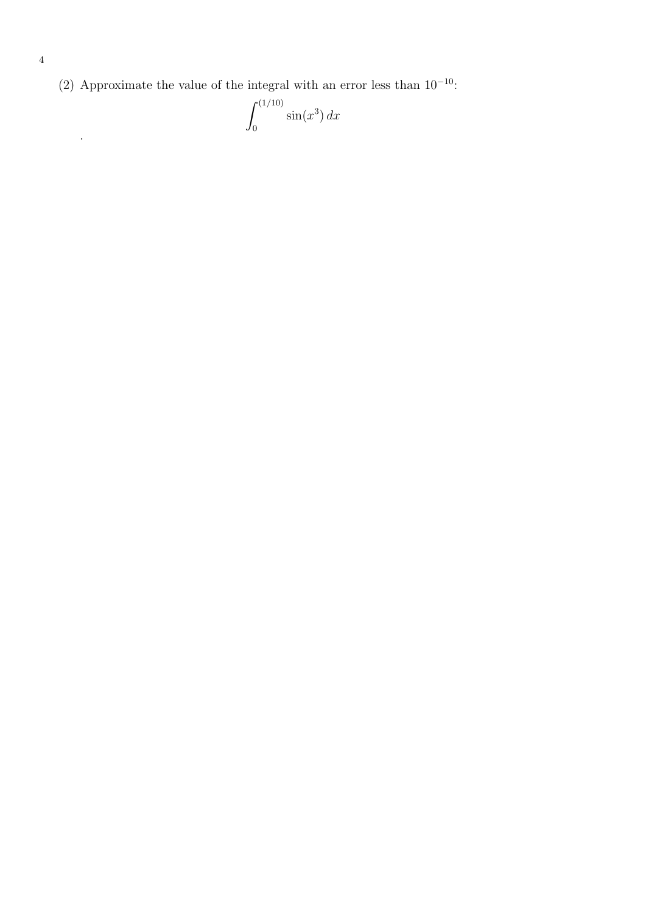(2) Approximate the value of the integral with an error less than $10^{-10}$:

$$\int_0^{(1/10)} \sin(x^3)\, dx$$

.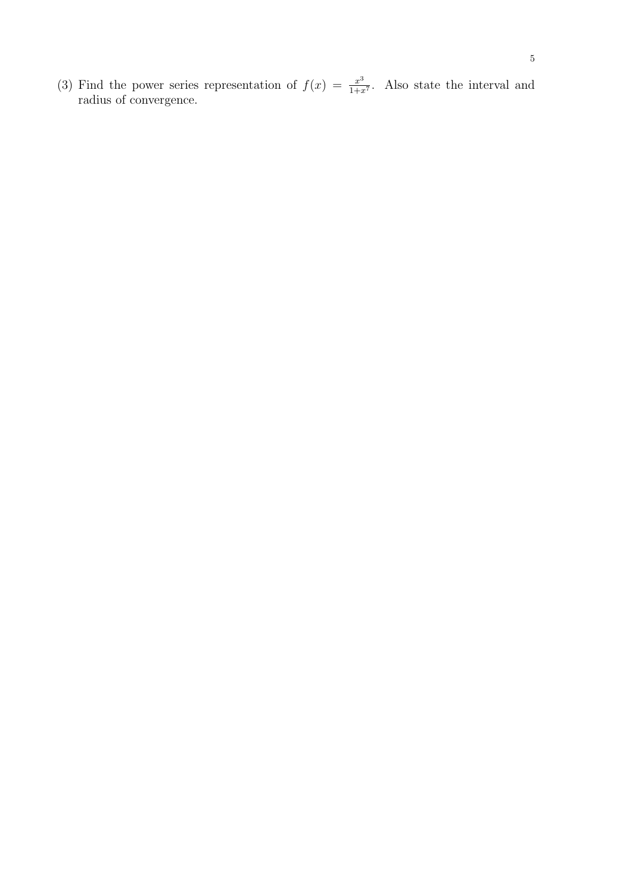(3) Find the power series representation of $f(x) = \frac{x^3}{1+x^7}$. Also state the interval and radius of convergence.